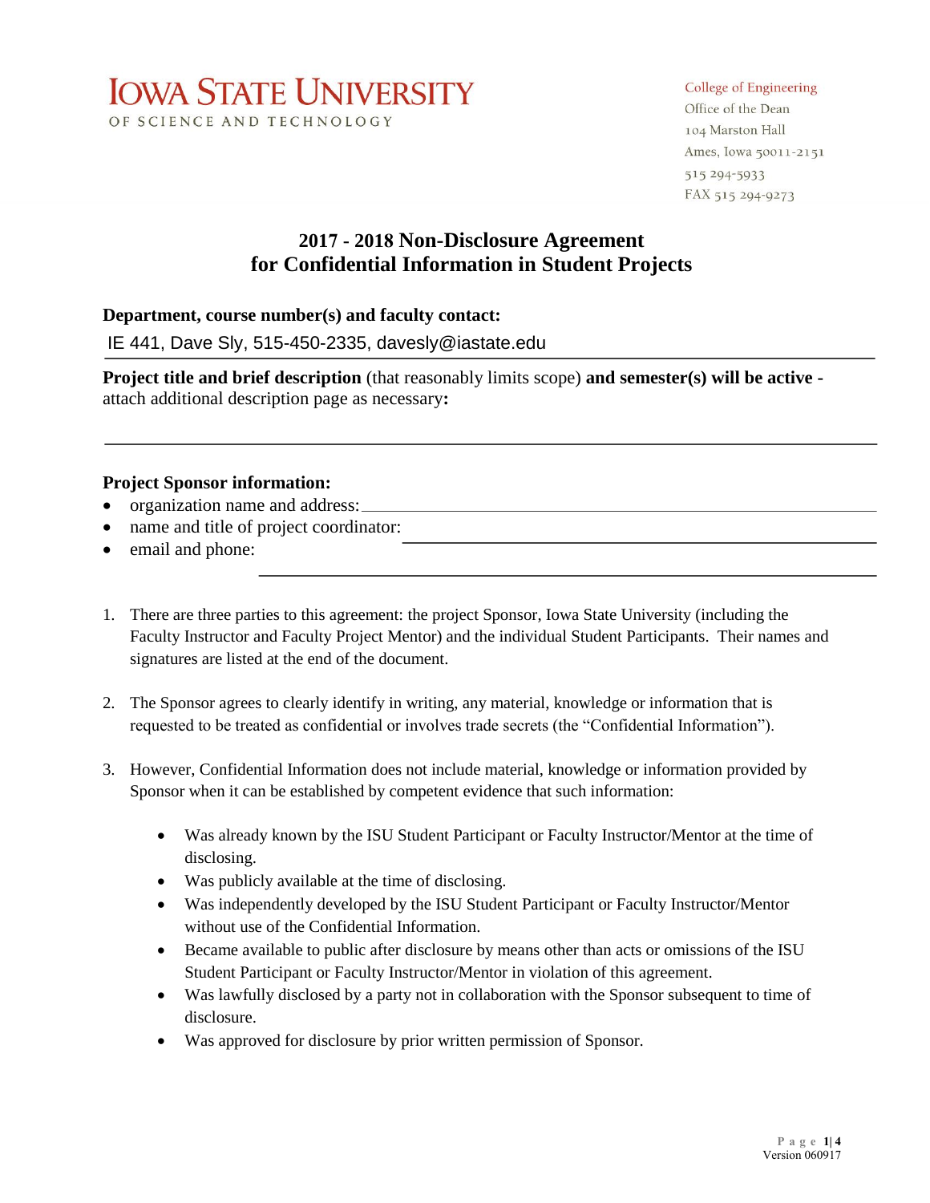# IOWA STATE UNIVERSITY
OF SCIENCE AND TECHNOLOGY

College of Engineering
Office of the Dean
104 Marston Hall
Ames, Iowa 50011-2151
515 294-5933
FAX 515 294-9273

## 2017 - 2018 Non-Disclosure Agreement for Confidential Information in Student Projects

**Department, course number(s) and faculty contact:**

IE 441, Dave Sly, 515-450-2335, davesly@iastate.edu

**Project title and brief description** (that reasonably limits scope) **and semester(s) will be active** - attach additional description page as necessary**:**

**Project Sponsor information:**

- organization name and address:
- name and title of project coordinator:
- email and phone:

1. There are three parties to this agreement: the project Sponsor, Iowa State University (including the Faculty Instructor and Faculty Project Mentor) and the individual Student Participants. Their names and signatures are listed at the end of the document.

2. The Sponsor agrees to clearly identify in writing, any material, knowledge or information that is requested to be treated as confidential or involves trade secrets (the "Confidential Information").

3. However, Confidential Information does not include material, knowledge or information provided by Sponsor when it can be established by competent evidence that such information:

   - Was already known by the ISU Student Participant or Faculty Instructor/Mentor at the time of disclosing.
   - Was publicly available at the time of disclosing.
   - Was independently developed by the ISU Student Participant or Faculty Instructor/Mentor without use of the Confidential Information.
   - Became available to public after disclosure by means other than acts or omissions of the ISU Student Participant or Faculty Instructor/Mentor in violation of this agreement.
   - Was lawfully disclosed by a party not in collaboration with the Sponsor subsequent to time of disclosure.
   - Was approved for disclosure by prior written permission of Sponsor.

Version 060917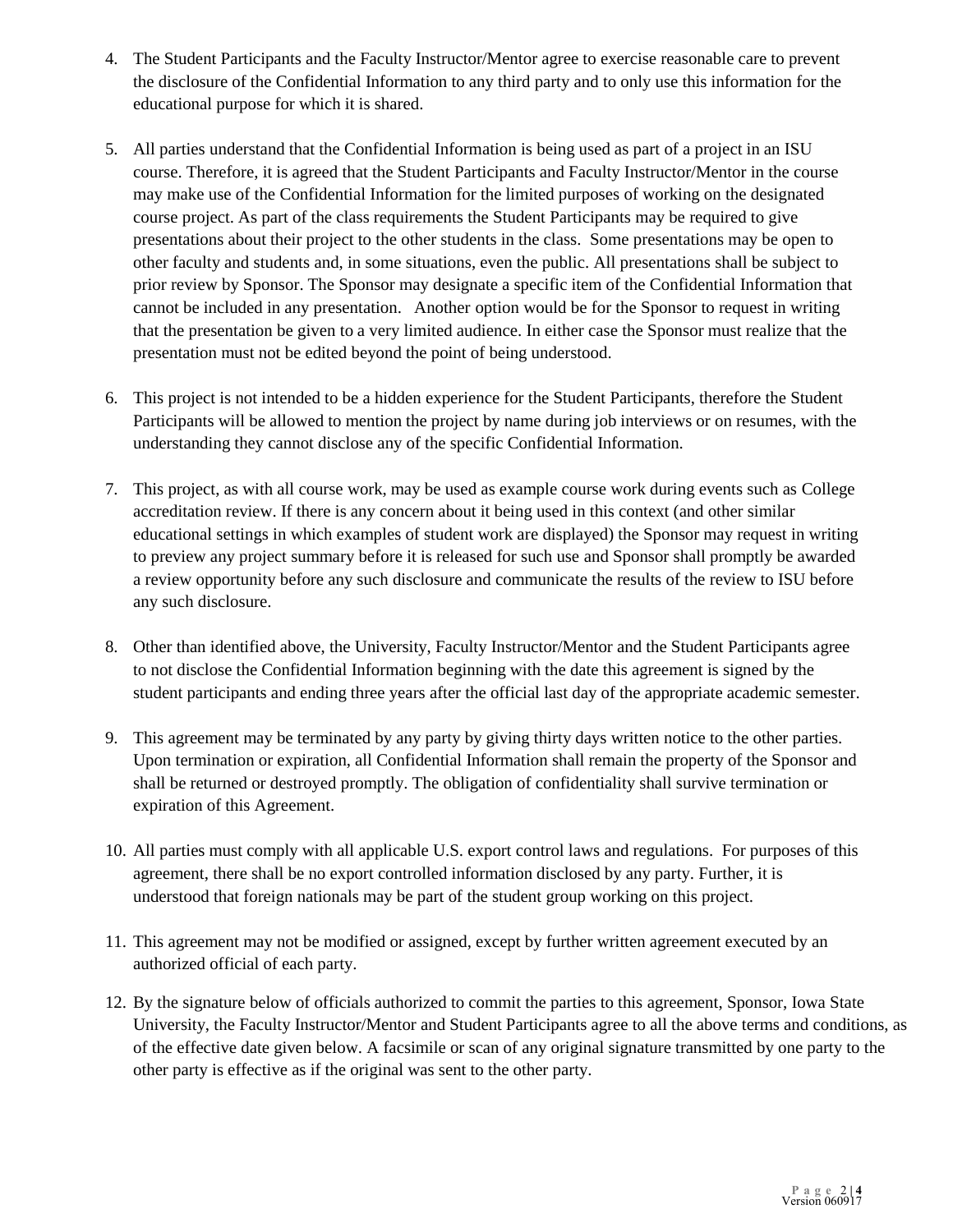4. The Student Participants and the Faculty Instructor/Mentor agree to exercise reasonable care to prevent the disclosure of the Confidential Information to any third party and to only use this information for the educational purpose for which it is shared.

5. All parties understand that the Confidential Information is being used as part of a project in an ISU course. Therefore, it is agreed that the Student Participants and Faculty Instructor/Mentor in the course may make use of the Confidential Information for the limited purposes of working on the designated course project. As part of the class requirements the Student Participants may be required to give presentations about their project to the other students in the class. Some presentations may be open to other faculty and students and, in some situations, even the public. All presentations shall be subject to prior review by Sponsor. The Sponsor may designate a specific item of the Confidential Information that cannot be included in any presentation. Another option would be for the Sponsor to request in writing that the presentation be given to a very limited audience. In either case the Sponsor must realize that the presentation must not be edited beyond the point of being understood.

6. This project is not intended to be a hidden experience for the Student Participants, therefore the Student Participants will be allowed to mention the project by name during job interviews or on resumes, with the understanding they cannot disclose any of the specific Confidential Information.

7. This project, as with all course work, may be used as example course work during events such as College accreditation review. If there is any concern about it being used in this context (and other similar educational settings in which examples of student work are displayed) the Sponsor may request in writing to preview any project summary before it is released for such use and Sponsor shall promptly be awarded a review opportunity before any such disclosure and communicate the results of the review to ISU before any such disclosure.

8. Other than identified above, the University, Faculty Instructor/Mentor and the Student Participants agree to not disclose the Confidential Information beginning with the date this agreement is signed by the student participants and ending three years after the official last day of the appropriate academic semester.

9. This agreement may be terminated by any party by giving thirty days written notice to the other parties. Upon termination or expiration, all Confidential Information shall remain the property of the Sponsor and shall be returned or destroyed promptly. The obligation of confidentiality shall survive termination or expiration of this Agreement.

10. All parties must comply with all applicable U.S. export control laws and regulations. For purposes of this agreement, there shall be no export controlled information disclosed by any party. Further, it is understood that foreign nationals may be part of the student group working on this project.

11. This agreement may not be modified or assigned, except by further written agreement executed by an authorized official of each party.

12. By the signature below of officials authorized to commit the parties to this agreement, Sponsor, Iowa State University, the Faculty Instructor/Mentor and Student Participants agree to all the above terms and conditions, as of the effective date given below. A facsimile or scan of any original signature transmitted by one party to the other party is effective as if the original was sent to the other party.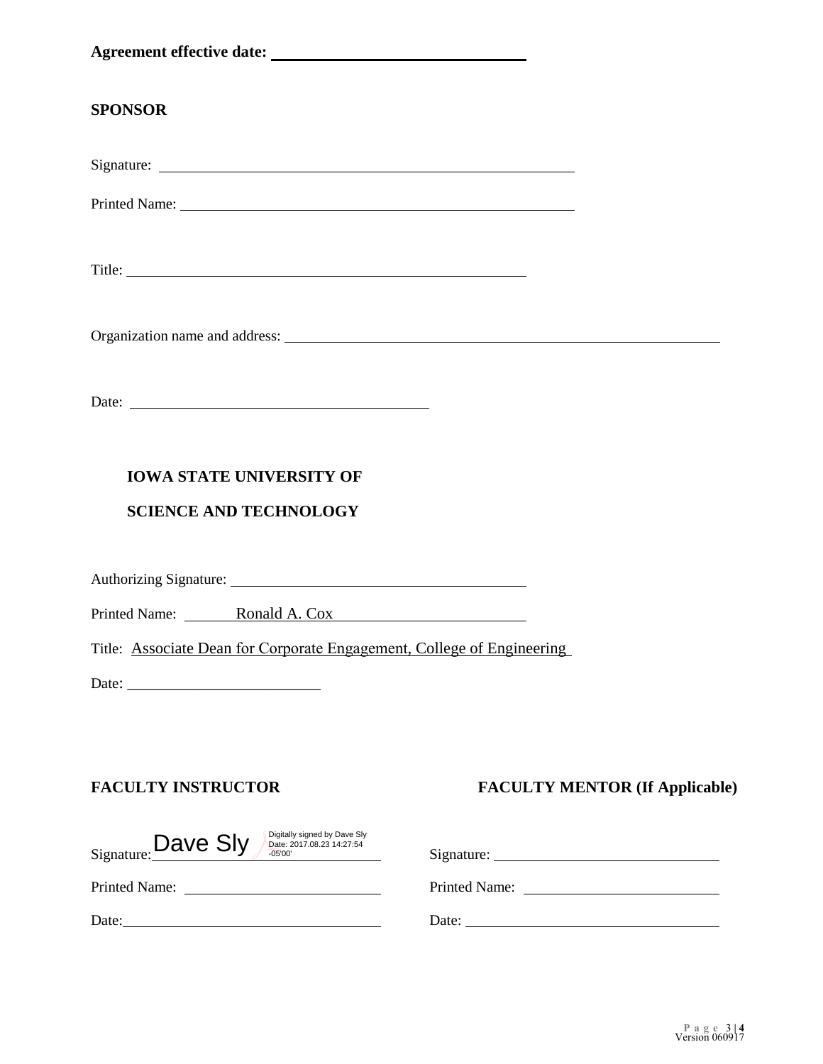**Agreement effective date:** ______________________________

**SPONSOR**

Signature: ______________________________

Printed Name: ______________________________

Title: ______________________________

Organization name and address: ______________________________

Date: ______________________________

**IOWA STATE UNIVERSITY OF**

**SCIENCE AND TECHNOLOGY**

Authorizing Signature: ______________________________

Printed Name: Ronald A. Cox

Title: Associate Dean for Corporate Engagement, College of Engineering

Date: ______________________________

**FACULTY INSTRUCTOR**

Signature: Dave Sly (Digitally signed by Dave Sly Date: 2017.08.23 14:27:54 -05'00')

Printed Name: ______________________________

Date: ______________________________

**FACULTY MENTOR (If Applicable)**

Signature: ______________________________

Printed Name: ______________________________

Date: ______________________________

Version 060917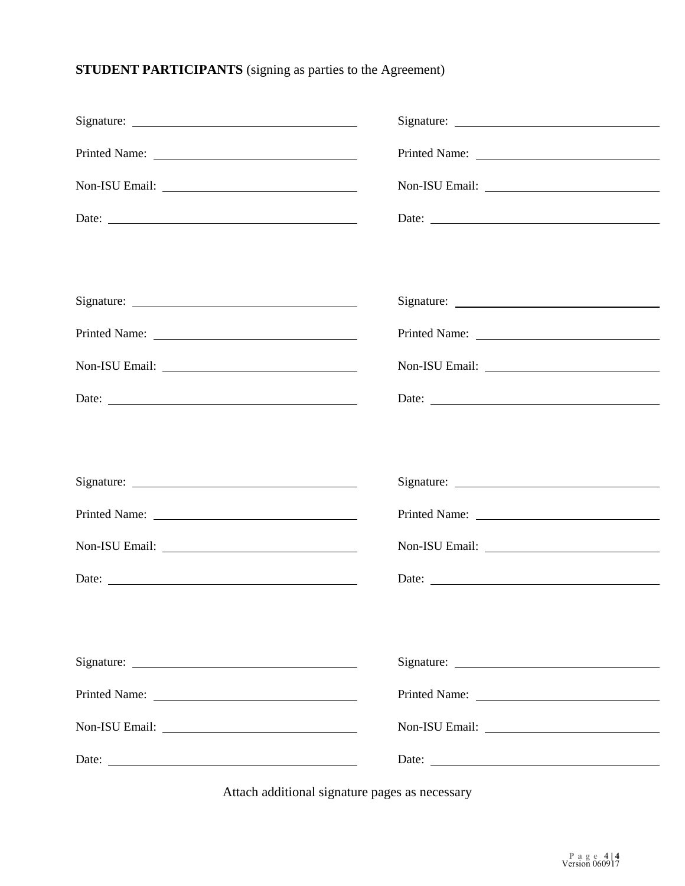**STUDENT PARTICIPANTS** (signing as parties to the Agreement)

Signature: ______________________________ Signature: ______________________________

Printed Name: ___________________________ Printed Name: ___________________________

Non-ISU Email: __________________________ Non-ISU Email: __________________________

Date: __________________________________ Date: __________________________________

Signature: ______________________________ Signature: ______________________________

Printed Name: ___________________________ Printed Name: ___________________________

Non-ISU Email: __________________________ Non-ISU Email: __________________________

Date: __________________________________ Date: __________________________________

Signature: ______________________________ Signature: ______________________________

Printed Name: ___________________________ Printed Name: ___________________________

Non-ISU Email: __________________________ Non-ISU Email: __________________________

Date: __________________________________ Date: __________________________________

Signature: ______________________________ Signature: ______________________________

Printed Name: ___________________________ Printed Name: ___________________________

Non-ISU Email: __________________________ Non-ISU Email: __________________________

Date: __________________________________ Date: __________________________________

Attach additional signature pages as necessary

Version 060917